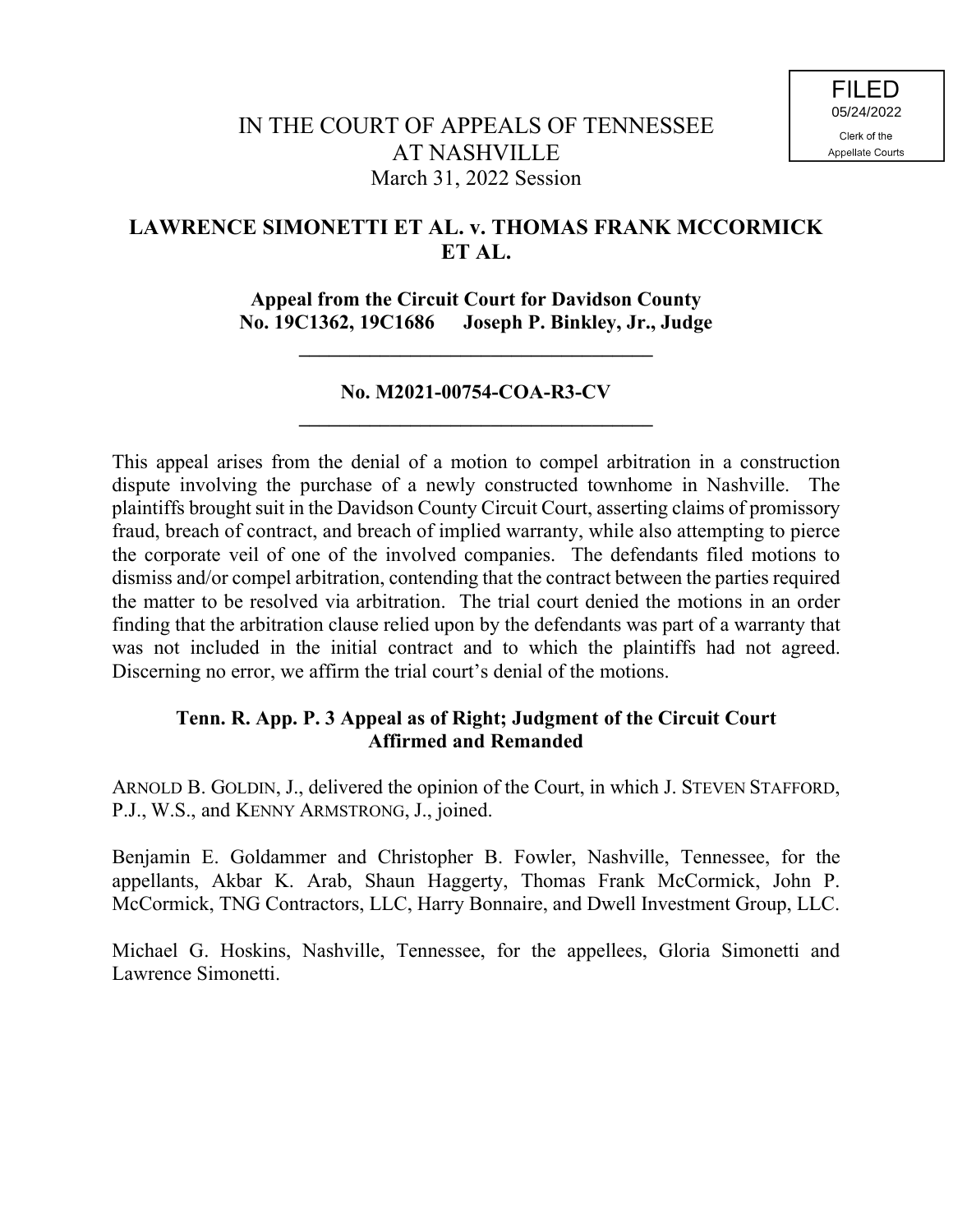FILED
05/24/2022
Clerk of the
Appellate Courts

# IN THE COURT OF APPEALS OF TENNESSEE
# AT NASHVILLE
March 31, 2022 Session

## LAWRENCE SIMONETTI ET AL. v. THOMAS FRANK MCCORMICK ET AL.

**Appeal from the Circuit Court for Davidson County**
**No. 19C1362, 19C1686 Joseph P. Binkley, Jr., Judge**

---

**No. M2021-00754-COA-R3-CV**

---

This appeal arises from the denial of a motion to compel arbitration in a construction dispute involving the purchase of a newly constructed townhome in Nashville. The plaintiffs brought suit in the Davidson County Circuit Court, asserting claims of promissory fraud, breach of contract, and breach of implied warranty, while also attempting to pierce the corporate veil of one of the involved companies. The defendants filed motions to dismiss and/or compel arbitration, contending that the contract between the parties required the matter to be resolved via arbitration. The trial court denied the motions in an order finding that the arbitration clause relied upon by the defendants was part of a warranty that was not included in the initial contract and to which the plaintiffs had not agreed. Discerning no error, we affirm the trial court's denial of the motions.

**Tenn. R. App. P. 3 Appeal as of Right; Judgment of the Circuit Court Affirmed and Remanded**

ARNOLD B. GOLDIN, J., delivered the opinion of the Court, in which J. STEVEN STAFFORD, P.J., W.S., and KENNY ARMSTRONG, J., joined.

Benjamin E. Goldammer and Christopher B. Fowler, Nashville, Tennessee, for the appellants, Akbar K. Arab, Shaun Haggerty, Thomas Frank McCormick, John P. McCormick, TNG Contractors, LLC, Harry Bonnaire, and Dwell Investment Group, LLC.

Michael G. Hoskins, Nashville, Tennessee, for the appellees, Gloria Simonetti and Lawrence Simonetti.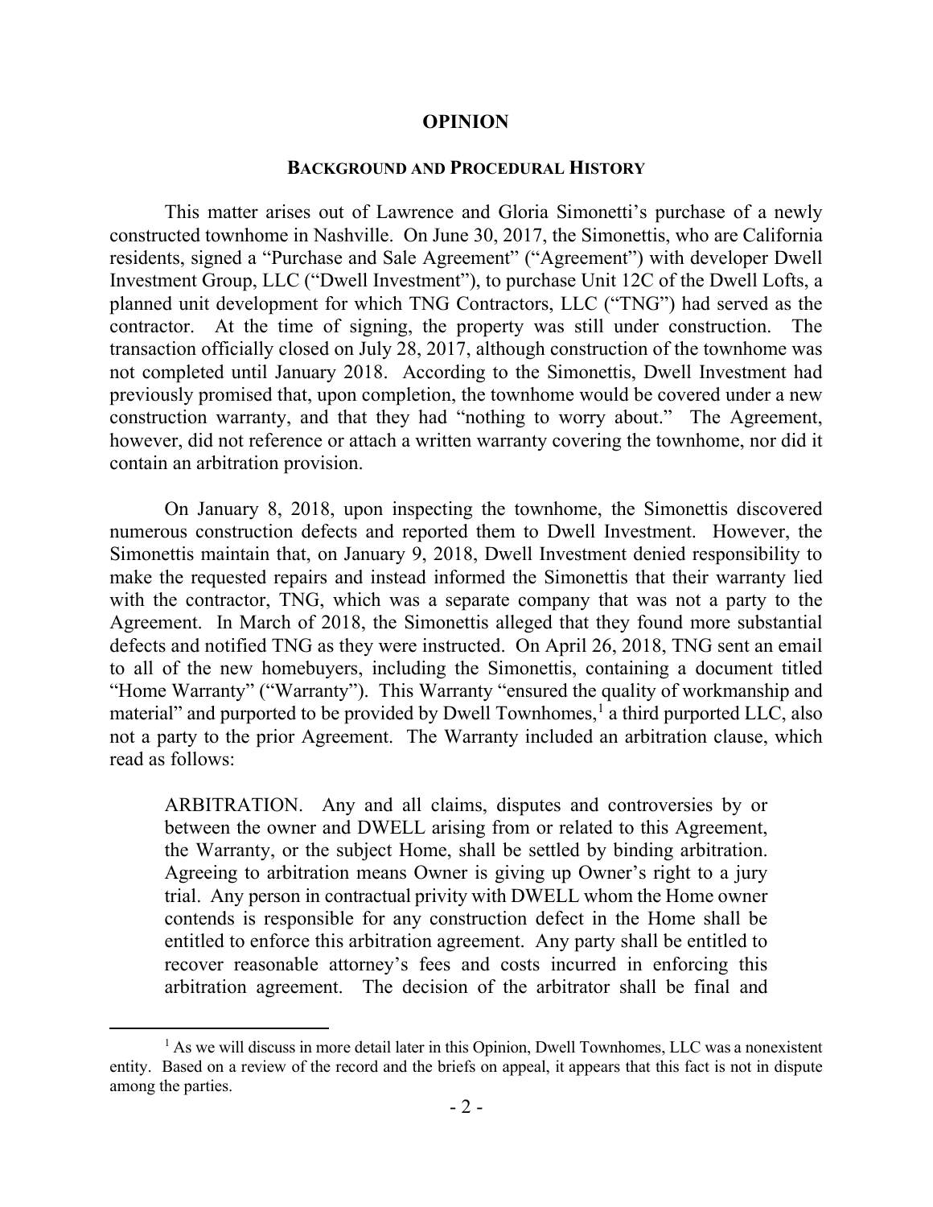# OPINION

## BACKGROUND AND PROCEDURAL HISTORY

This matter arises out of Lawrence and Gloria Simonetti's purchase of a newly constructed townhome in Nashville. On June 30, 2017, the Simonettis, who are California residents, signed a "Purchase and Sale Agreement" ("Agreement") with developer Dwell Investment Group, LLC ("Dwell Investment"), to purchase Unit 12C of the Dwell Lofts, a planned unit development for which TNG Contractors, LLC ("TNG") had served as the contractor. At the time of signing, the property was still under construction. The transaction officially closed on July 28, 2017, although construction of the townhome was not completed until January 2018. According to the Simonettis, Dwell Investment had previously promised that, upon completion, the townhome would be covered under a new construction warranty, and that they had "nothing to worry about." The Agreement, however, did not reference or attach a written warranty covering the townhome, nor did it contain an arbitration provision.

On January 8, 2018, upon inspecting the townhome, the Simonettis discovered numerous construction defects and reported them to Dwell Investment. However, the Simonettis maintain that, on January 9, 2018, Dwell Investment denied responsibility to make the requested repairs and instead informed the Simonettis that their warranty lied with the contractor, TNG, which was a separate company that was not a party to the Agreement. In March of 2018, the Simonettis alleged that they found more substantial defects and notified TNG as they were instructed. On April 26, 2018, TNG sent an email to all of the new homebuyers, including the Simonettis, containing a document titled "Home Warranty" ("Warranty"). This Warranty "ensured the quality of workmanship and material" and purported to be provided by Dwell Townhomes,[1] a third purported LLC, also not a party to the prior Agreement. The Warranty included an arbitration clause, which read as follows:

> ARBITRATION. Any and all claims, disputes and controversies by or between the owner and DWELL arising from or related to this Agreement, the Warranty, or the subject Home, shall be settled by binding arbitration. Agreeing to arbitration means Owner is giving up Owner's right to a jury trial. Any person in contractual privity with DWELL whom the Home owner contends is responsible for any construction defect in the Home shall be entitled to enforce this arbitration agreement. Any party shall be entitled to recover reasonable attorney's fees and costs incurred in enforcing this arbitration agreement. The decision of the arbitrator shall be final and

---

[1] As we will discuss in more detail later in this Opinion, Dwell Townhomes, LLC was a nonexistent entity. Based on a review of the record and the briefs on appeal, it appears that this fact is not in dispute among the parties.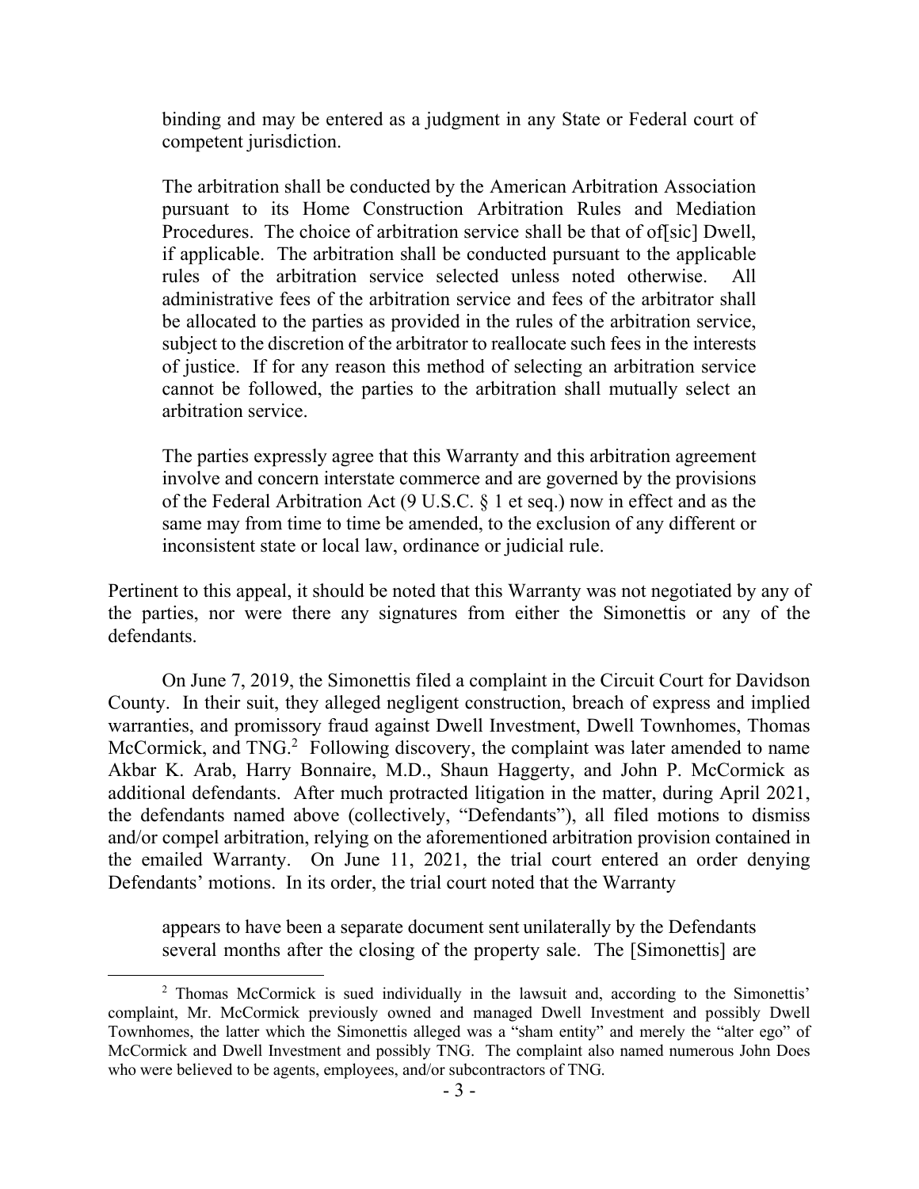> binding and may be entered as a judgment in any State or Federal court of competent jurisdiction.
>
> The arbitration shall be conducted by the American Arbitration Association pursuant to its Home Construction Arbitration Rules and Mediation Procedures. The choice of arbitration service shall be that of of[sic] Dwell, if applicable. The arbitration shall be conducted pursuant to the applicable rules of the arbitration service selected unless noted otherwise. All administrative fees of the arbitration service and fees of the arbitrator shall be allocated to the parties as provided in the rules of the arbitration service, subject to the discretion of the arbitrator to reallocate such fees in the interests of justice. If for any reason this method of selecting an arbitration service cannot be followed, the parties to the arbitration shall mutually select an arbitration service.
>
> The parties expressly agree that this Warranty and this arbitration agreement involve and concern interstate commerce and are governed by the provisions of the Federal Arbitration Act (9 U.S.C. § 1 et seq.) now in effect and as the same may from time to time be amended, to the exclusion of any different or inconsistent state or local law, ordinance or judicial rule.

Pertinent to this appeal, it should be noted that this Warranty was not negotiated by any of the parties, nor were there any signatures from either the Simonettis or any of the defendants.

On June 7, 2019, the Simonettis filed a complaint in the Circuit Court for Davidson County. In their suit, they alleged negligent construction, breach of express and implied warranties, and promissory fraud against Dwell Investment, Dwell Townhomes, Thomas McCormick, and TNG.[2] Following discovery, the complaint was later amended to name Akbar K. Arab, Harry Bonnaire, M.D., Shaun Haggerty, and John P. McCormick as additional defendants. After much protracted litigation in the matter, during April 2021, the defendants named above (collectively, "Defendants"), all filed motions to dismiss and/or compel arbitration, relying on the aforementioned arbitration provision contained in the emailed Warranty. On June 11, 2021, the trial court entered an order denying Defendants' motions. In its order, the trial court noted that the Warranty

> appears to have been a separate document sent unilaterally by the Defendants several months after the closing of the property sale. The [Simonettis] are

[2] Thomas McCormick is sued individually in the lawsuit and, according to the Simonettis' complaint, Mr. McCormick previously owned and managed Dwell Investment and possibly Dwell Townhomes, the latter which the Simonettis alleged was a "sham entity" and merely the "alter ego" of McCormick and Dwell Investment and possibly TNG. The complaint also named numerous John Does who were believed to be agents, employees, and/or subcontractors of TNG.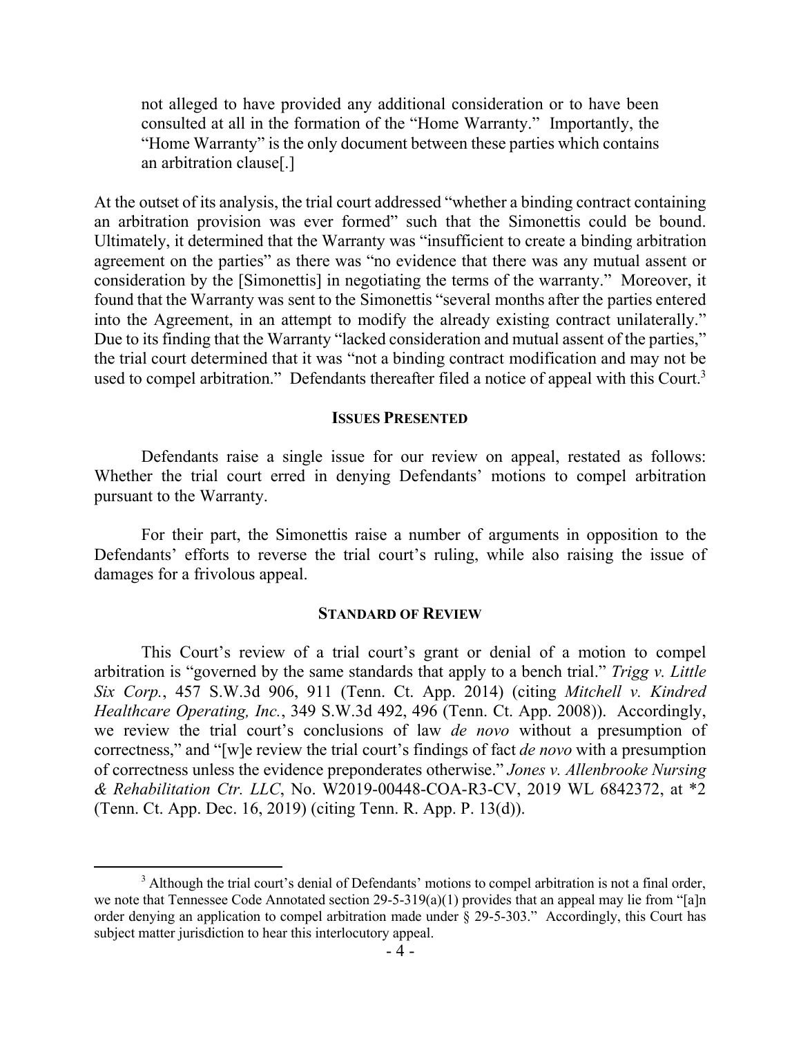> not alleged to have provided any additional consideration or to have been consulted at all in the formation of the "Home Warranty." Importantly, the "Home Warranty" is the only document between these parties which contains an arbitration clause[.]

At the outset of its analysis, the trial court addressed "whether a binding contract containing an arbitration provision was ever formed" such that the Simonettis could be bound. Ultimately, it determined that the Warranty was "insufficient to create a binding arbitration agreement on the parties" as there was "no evidence that there was any mutual assent or consideration by the [Simonettis] in negotiating the terms of the warranty." Moreover, it found that the Warranty was sent to the Simonettis "several months after the parties entered into the Agreement, in an attempt to modify the already existing contract unilaterally." Due to its finding that the Warranty "lacked consideration and mutual assent of the parties," the trial court determined that it was "not a binding contract modification and may not be used to compel arbitration." Defendants thereafter filed a notice of appeal with this Court.[3]

**ISSUES PRESENTED**

Defendants raise a single issue for our review on appeal, restated as follows: Whether the trial court erred in denying Defendants' motions to compel arbitration pursuant to the Warranty.

For their part, the Simonettis raise a number of arguments in opposition to the Defendants' efforts to reverse the trial court's ruling, while also raising the issue of damages for a frivolous appeal.

**STANDARD OF REVIEW**

This Court's review of a trial court's grant or denial of a motion to compel arbitration is "governed by the same standards that apply to a bench trial." *Trigg v. Little Six Corp.*, 457 S.W.3d 906, 911 (Tenn. Ct. App. 2014) (citing *Mitchell v. Kindred Healthcare Operating, Inc.*, 349 S.W.3d 492, 496 (Tenn. Ct. App. 2008)). Accordingly, we review the trial court's conclusions of law *de novo* without a presumption of correctness," and "[w]e review the trial court's findings of fact *de novo* with a presumption of correctness unless the evidence preponderates otherwise." *Jones v. Allenbrooke Nursing & Rehabilitation Ctr. LLC*, No. W2019-00448-COA-R3-CV, 2019 WL 6842372, at *2 (Tenn. Ct. App. Dec. 16, 2019) (citing Tenn. R. App. P. 13(d)).

---

[3] Although the trial court's denial of Defendants' motions to compel arbitration is not a final order, we note that Tennessee Code Annotated section 29-5-319(a)(1) provides that an appeal may lie from "[a]n order denying an application to compel arbitration made under § 29-5-303." Accordingly, this Court has subject matter jurisdiction to hear this interlocutory appeal.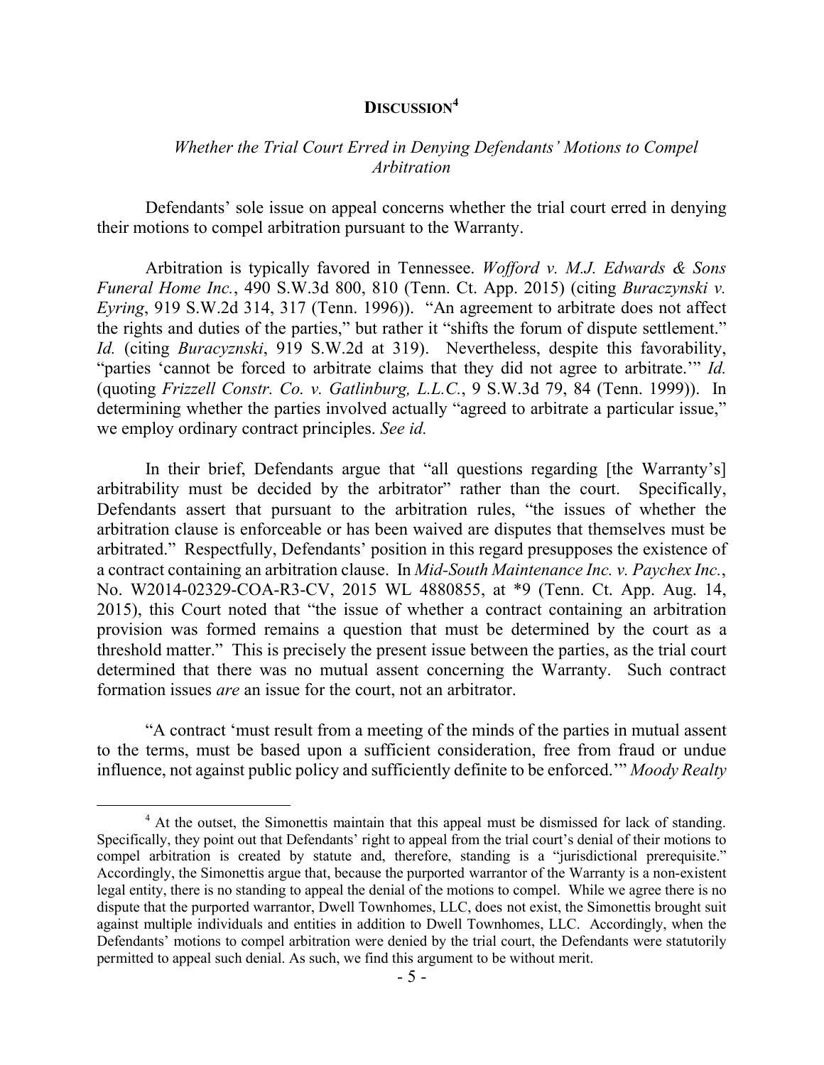## DISCUSSION[4]

### *Whether the Trial Court Erred in Denying Defendants' Motions to Compel Arbitration*

Defendants' sole issue on appeal concerns whether the trial court erred in denying their motions to compel arbitration pursuant to the Warranty.

Arbitration is typically favored in Tennessee. *Wofford v. M.J. Edwards & Sons Funeral Home Inc.*, 490 S.W.3d 800, 810 (Tenn. Ct. App. 2015) (citing *Buraczynski v. Eyring*, 919 S.W.2d 314, 317 (Tenn. 1996)). "An agreement to arbitrate does not affect the rights and duties of the parties," but rather it "shifts the forum of dispute settlement." *Id.* (citing *Buracyznski*, 919 S.W.2d at 319). Nevertheless, despite this favorability, "parties 'cannot be forced to arbitrate claims that they did not agree to arbitrate.'" *Id.* (quoting *Frizzell Constr. Co. v. Gatlinburg, L.L.C.*, 9 S.W.3d 79, 84 (Tenn. 1999)). In determining whether the parties involved actually "agreed to arbitrate a particular issue," we employ ordinary contract principles. *See id.*

In their brief, Defendants argue that "all questions regarding [the Warranty's] arbitrability must be decided by the arbitrator" rather than the court. Specifically, Defendants assert that pursuant to the arbitration rules, "the issues of whether the arbitration clause is enforceable or has been waived are disputes that themselves must be arbitrated." Respectfully, Defendants' position in this regard presupposes the existence of a contract containing an arbitration clause. In *Mid-South Maintenance Inc. v. Paychex Inc.*, No. W2014-02329-COA-R3-CV, 2015 WL 4880855, at *9 (Tenn. Ct. App. Aug. 14, 2015), this Court noted that "the issue of whether a contract containing an arbitration provision was formed remains a question that must be determined by the court as a threshold matter." This is precisely the present issue between the parties, as the trial court determined that there was no mutual assent concerning the Warranty. Such contract formation issues *are* an issue for the court, not an arbitrator.

"A contract 'must result from a meeting of the minds of the parties in mutual assent to the terms, must be based upon a sufficient consideration, free from fraud or undue influence, not against public policy and sufficiently definite to be enforced.'" *Moody Realty*

---

[4] At the outset, the Simonettis maintain that this appeal must be dismissed for lack of standing. Specifically, they point out that Defendants' right to appeal from the trial court's denial of their motions to compel arbitration is created by statute and, therefore, standing is a "jurisdictional prerequisite." Accordingly, the Simonettis argue that, because the purported warrantor of the Warranty is a non-existent legal entity, there is no standing to appeal the denial of the motions to compel. While we agree there is no dispute that the purported warrantor, Dwell Townhomes, LLC, does not exist, the Simonettis brought suit against multiple individuals and entities in addition to Dwell Townhomes, LLC. Accordingly, when the Defendants' motions to compel arbitration were denied by the trial court, the Defendants were statutorily permitted to appeal such denial. As such, we find this argument to be without merit.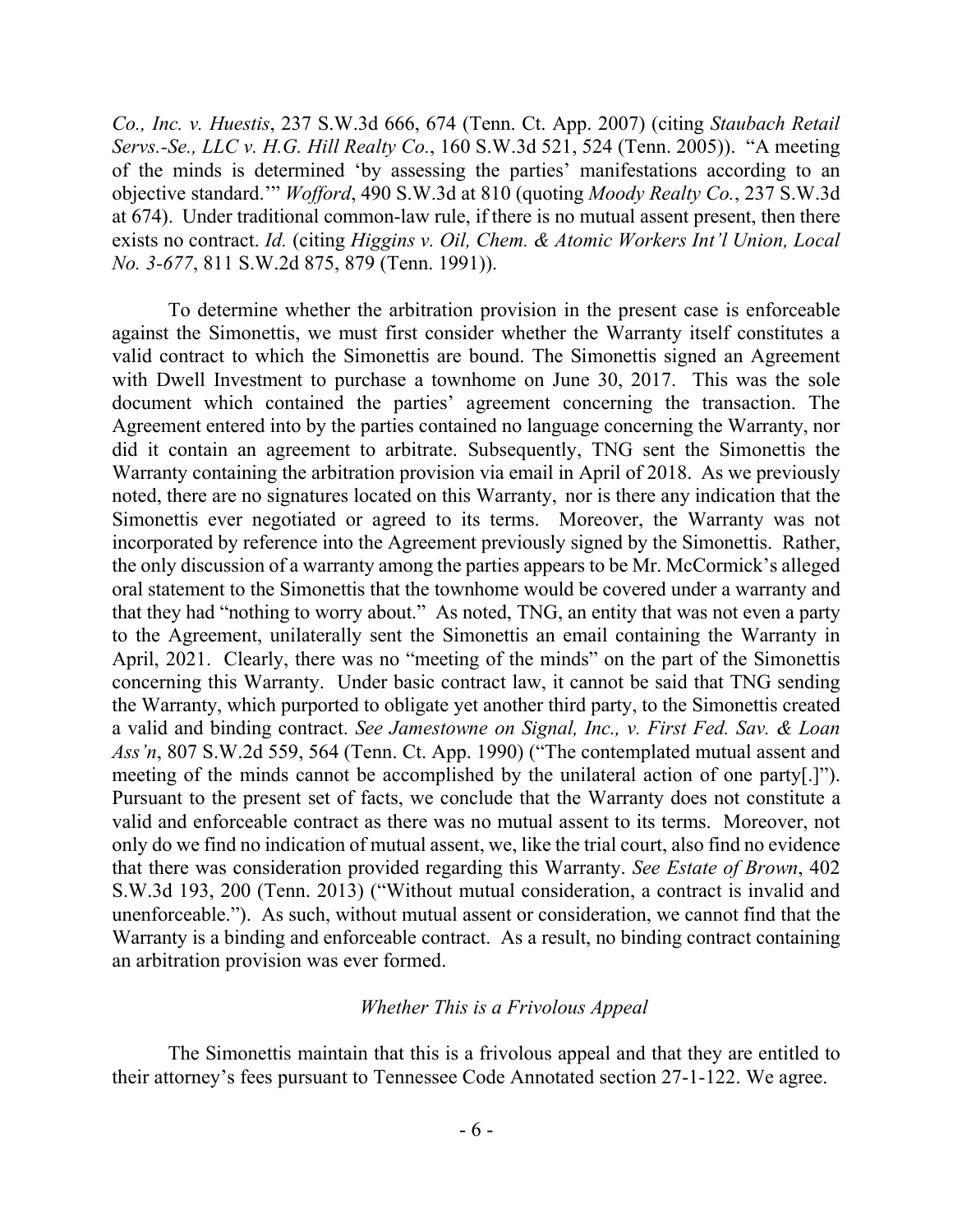*Co., Inc. v. Huestis*, 237 S.W.3d 666, 674 (Tenn. Ct. App. 2007) (citing *Staubach Retail Servs.-Se., LLC v. H.G. Hill Realty Co.*, 160 S.W.3d 521, 524 (Tenn. 2005)). "A meeting of the minds is determined 'by assessing the parties' manifestations according to an objective standard.'" *Wofford*, 490 S.W.3d at 810 (quoting *Moody Realty Co.*, 237 S.W.3d at 674). Under traditional common-law rule, if there is no mutual assent present, then there exists no contract. *Id.* (citing *Higgins v. Oil, Chem. & Atomic Workers Int'l Union, Local No. 3-677*, 811 S.W.2d 875, 879 (Tenn. 1991)).

To determine whether the arbitration provision in the present case is enforceable against the Simonettis, we must first consider whether the Warranty itself constitutes a valid contract to which the Simonettis are bound. The Simonettis signed an Agreement with Dwell Investment to purchase a townhome on June 30, 2017. This was the sole document which contained the parties' agreement concerning the transaction. The Agreement entered into by the parties contained no language concerning the Warranty, nor did it contain an agreement to arbitrate. Subsequently, TNG sent the Simonettis the Warranty containing the arbitration provision via email in April of 2018. As we previously noted, there are no signatures located on this Warranty, nor is there any indication that the Simonettis ever negotiated or agreed to its terms. Moreover, the Warranty was not incorporated by reference into the Agreement previously signed by the Simonettis. Rather, the only discussion of a warranty among the parties appears to be Mr. McCormick's alleged oral statement to the Simonettis that the townhome would be covered under a warranty and that they had "nothing to worry about." As noted, TNG, an entity that was not even a party to the Agreement, unilaterally sent the Simonettis an email containing the Warranty in April, 2021. Clearly, there was no "meeting of the minds" on the part of the Simonettis concerning this Warranty. Under basic contract law, it cannot be said that TNG sending the Warranty, which purported to obligate yet another third party, to the Simonettis created a valid and binding contract. *See Jamestowne on Signal, Inc., v. First Fed. Sav. & Loan Ass'n*, 807 S.W.2d 559, 564 (Tenn. Ct. App. 1990) ("The contemplated mutual assent and meeting of the minds cannot be accomplished by the unilateral action of one party[.]"). Pursuant to the present set of facts, we conclude that the Warranty does not constitute a valid and enforceable contract as there was no mutual assent to its terms. Moreover, not only do we find no indication of mutual assent, we, like the trial court, also find no evidence that there was consideration provided regarding this Warranty. *See Estate of Brown*, 402 S.W.3d 193, 200 (Tenn. 2013) ("Without mutual consideration, a contract is invalid and unenforceable."). As such, without mutual assent or consideration, we cannot find that the Warranty is a binding and enforceable contract. As a result, no binding contract containing an arbitration provision was ever formed.

### *Whether This is a Frivolous Appeal*

The Simonettis maintain that this is a frivolous appeal and that they are entitled to their attorney's fees pursuant to Tennessee Code Annotated section 27-1-122. We agree.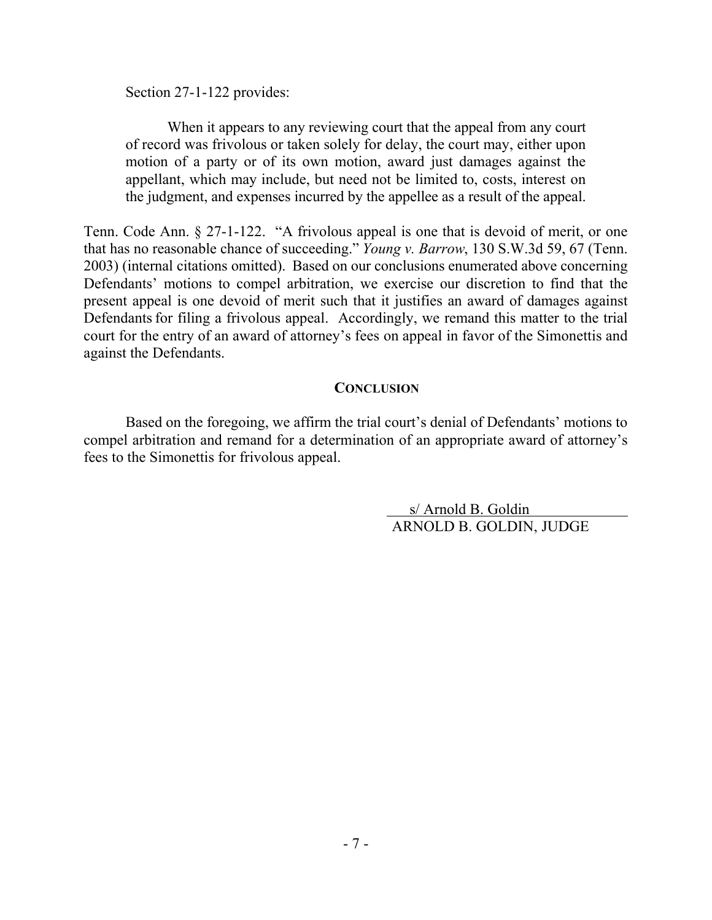Section 27-1-122 provides:

> When it appears to any reviewing court that the appeal from any court of record was frivolous or taken solely for delay, the court may, either upon motion of a party or of its own motion, award just damages against the appellant, which may include, but need not be limited to, costs, interest on the judgment, and expenses incurred by the appellee as a result of the appeal.

Tenn. Code Ann. § 27-1-122. "A frivolous appeal is one that is devoid of merit, or one that has no reasonable chance of succeeding." *Young v. Barrow*, 130 S.W.3d 59, 67 (Tenn. 2003) (internal citations omitted). Based on our conclusions enumerated above concerning Defendants' motions to compel arbitration, we exercise our discretion to find that the present appeal is one devoid of merit such that it justifies an award of damages against Defendants for filing a frivolous appeal. Accordingly, we remand this matter to the trial court for the entry of an award of attorney's fees on appeal in favor of the Simonettis and against the Defendants.

## CONCLUSION

Based on the foregoing, we affirm the trial court's denial of Defendants' motions to compel arbitration and remand for a determination of an appropriate award of attorney's fees to the Simonettis for frivolous appeal.

s/ Arnold B. Goldin
ARNOLD B. GOLDIN, JUDGE